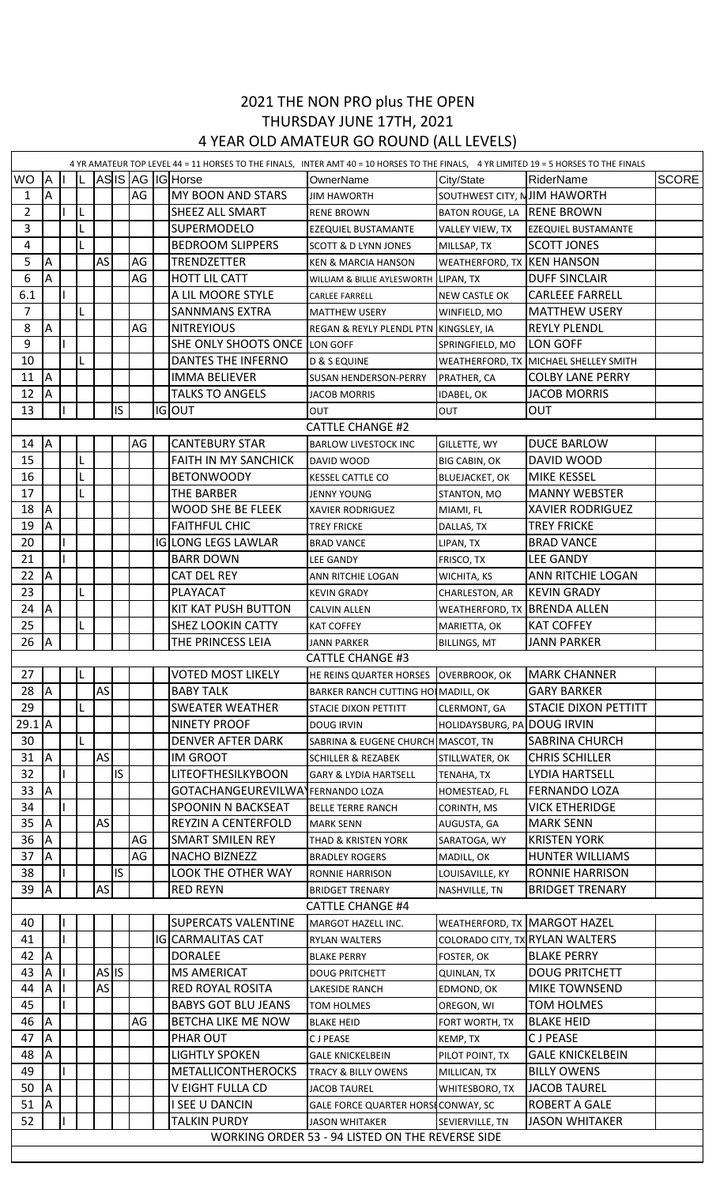# 2021 THE NON PRO plus THE OPEN

## THURSDAY JUNE 17TH, 2021

## 4 YEAR OLD AMATEUR GO ROUND (ALL LEVELS)

4 YR AMATEUR TOP LEVEL 44 = 11 HORSES TO THE FINALS, INTER AMT 40 = 10 HORSES TO THE FINALS, 4 YR LIMITED 19 = 5 HORSES TO THE FINALS

| WO | A | I | L | AS | IS | AG | IG | Horse | OwnerName | City/State | RiderName | SCORE |
|---|---|---|---|---|---|---|---|---|---|---|---|---|
| 1 | A | | | | | AG | | MY BOON AND STARS | JIM HAWORTH | SOUTHWEST CITY, M | JIM HAWORTH | |
| 2 | | I | L | | | | | SHEEZ ALL SMART | RENE BROWN | BATON ROUGE, LA | RENE BROWN | |
| 3 | | | L | | | | | SUPERMODELO | EZEQUIEL BUSTAMANTE | VALLEY VIEW, TX | EZEQUIEL BUSTAMANTE | |
| 4 | | | L | | | | | BEDROOM SLIPPERS | SCOTT & D LYNN JONES | MILLSAP, TX | SCOTT JONES | |
| 5 | A | | | AS | | AG | | TRENDZETTER | KEN & MARCIA HANSON | WEATHERFORD, TX | KEN HANSON | |
| 6 | A | | | | | AG | | HOTT LIL CATT | WILLIAM & BILLIE AYLESWORTH | LIPAN, TX | DUFF SINCLAIR | |
| 6.1 | | I | | | | | | A LIL MOORE STYLE | CARLEE FARRELL | NEW CASTLE OK | CARLEEE FARRELL | |
| 7 | | | L | | | | | SANNMANS EXTRA | MATTHEW USERY | WINFIELD, MO | MATTHEW USERY | |
| 8 | A | | | | | AG | | NITREYIOUS | REGAN & REYLY PLENDL PTN | KINGSLEY, IA | REYLY PLENDL | |
| 9 | | I | | | | | | SHE ONLY SHOOTS ONCE | LON GOFF | SPRINGFIELD, MO | LON GOFF | |
| 10 | | | L | | | | | DANTES THE INFERNO | D & S EQUINE | WEATHERFORD, TX | MICHAEL SHELLEY SMITH | |
| 11 | A | | | | | | | IMMA BELIEVER | SUSAN HENDERSON-PERRY | PRATHER, CA | COLBY LANE PERRY | |
| 12 | A | | | | | | | TALKS TO ANGELS | JACOB MORRIS | IDABEL, OK | JACOB MORRIS | |
| 13 | | I | | | IS | | IG | OUT | OUT | OUT | OUT | |
| | | | | | | | | CATTLE CHANGE #2 | | | | |
| 14 | A | | | | | AG | | CANTEBURY STAR | BARLOW LIVESTOCK INC | GILLETTE, WY | DUCE BARLOW | |
| 15 | | | L | | | | | FAITH IN MY SANCHICK | DAVID WOOD | BIG CABIN, OK | DAVID WOOD | |
| 16 | | | L | | | | | BETONWOODY | KESSEL CATTLE CO | BLUEJACKET, OK | MIKE KESSEL | |
| 17 | | | L | | | | | THE BARBER | JENNY YOUNG | STANTON, MO | MANNY WEBSTER | |
| 18 | A | | | | | | | WOOD SHE BE FLEEK | XAVIER RODRIGUEZ | MIAMI, FL | XAVIER RODRIGUEZ | |
| 19 | A | | | | | | | FAITHFUL CHIC | TREY FRICKE | DALLAS, TX | TREY FRICKE | |
| 20 | | I | | | | | IG | LONG LEGS LAWLAR | BRAD VANCE | LIPAN, TX | BRAD VANCE | |
| 21 | | I | | | | | | BARR DOWN | LEE GANDY | FRISCO, TX | LEE GANDY | |
| 22 | A | | | | | | | CAT DEL REY | ANN RITCHIE LOGAN | WICHITA, KS | ANN RITCHIE LOGAN | |
| 23 | | | L | | | | | PLAYACAT | KEVIN GRADY | CHARLESTON, AR | KEVIN GRADY | |
| 24 | A | | | | | | | KIT KAT PUSH BUTTON | CALVIN ALLEN | WEATHERFORD, TX | BRENDA ALLEN | |
| 25 | | | L | | | | | SHEZ LOOKIN CATTY | KAT COFFEY | MARIETTA, OK | KAT COFFEY | |
| 26 | A | | | | | | | THE PRINCESS LEIA | JANN PARKER | BILLINGS, MT | JANN PARKER | |
| | | | | | | | | CATTLE CHANGE #3 | | | | |
| 27 | | | L | | | | | VOTED MOST LIKELY | HE REINS QUARTER HORSES | OVERBROOK, OK | MARK CHANNER | |
| 28 | A | | | AS | | | | BABY TALK | BARKER RANCH CUTTING HO | MADILL, OK | GARY BARKER | |
| 29 | | | L | | | | | SWEATER WEATHER | STACIE DIXON PETTITT | CLERMONT, GA | STACIE DIXON PETTITT | |
| 29.1 | A | | | | | | | NINETY PROOF | DOUG IRVIN | HOLIDAYSBURG, PA | DOUG IRVIN | |
| 30 | | | L | | | | | DENVER AFTER DARK | SABRINA & EUGENE CHURCH | MASCOT, TN | SABRINA CHURCH | |
| 31 | A | | | AS | | | | IM GROOT | SCHILLER & REZABEK | STILLWATER, OK | CHRIS SCHILLER | |
| 32 | | I | | | IS | | | LITEOFTHESILKYBOON | GARY & LYDIA HARTSELL | TENAHA, TX | LYDIA HARTSELL | |
| 33 | A | | | | | | | GOTACHANGEUREVILWAY | FERNANDO LOZA | HOMESTEAD, FL | FERNANDO LOZA | |
| 34 | | I | | | | | | SPOONIN N BACKSEAT | BELLE TERRE RANCH | CORINTH, MS | VICK ETHERIDGE | |
| 35 | A | | | AS | | | | REYZIN A CENTERFOLD | MARK SENN | AUGUSTA, GA | MARK SENN | |
| 36 | A | | | | | AG | | SMART SMILEN REY | THAD & KRISTEN YORK | SARATOGA, WY | KRISTEN YORK | |
| 37 | A | | | | | AG | | NACHO BIZNEZZ | BRADLEY ROGERS | MADILL, OK | HUNTER WILLIAMS | |
| 38 | | I | | | IS | | | LOOK THE OTHER WAY | RONNIE HARRISON | LOUISAVILLE, KY | RONNIE HARRISON | |
| 39 | A | | | AS | | | | RED REYN | BRIDGET TRENARY | NASHVILLE, TN | BRIDGET TRENARY | |
| | | | | | | | | CATTLE CHANGE #4 | | | | |
| 40 | | I | | | | | | SUPERCATS VALENTINE | MARGOT HAZELL INC. | WEATHERFORD, TX | MARGOT HAZEL | |
| 41 | | I | | | | | IG | CARMALITAS CAT | RYLAN WALTERS | COLORADO CITY, TX | RYLAN WALTERS | |
| 42 | A | | | | | | | DORALEE | BLAKE PERRY | FOSTER, OK | BLAKE PERRY | |
| 43 | A | I | | AS | IS | | | MS AMERICAT | DOUG PRITCHETT | QUINLAN, TX | DOUG PRITCHETT | |
| 44 | A | I | | AS | | | | RED ROYAL ROSITA | LAKESIDE RANCH | EDMOND, OK | MIKE TOWNSEND | |
| 45 | | I | | | | | | BABYS GOT BLU JEANS | TOM HOLMES | OREGON, WI | TOM HOLMES | |
| 46 | A | | | | | AG | | BETCHA LIKE ME NOW | BLAKE HEID | FORT WORTH, TX | BLAKE HEID | |
| 47 | A | | | | | | | PHAR OUT | C J PEASE | KEMP, TX | C J PEASE | |
| 48 | A | | | | | | | LIGHTLY SPOKEN | GALE KNICKELBEIN | PILOT POINT, TX | GALE KNICKELBEIN | |
| 49 | | I | | | | | | METALLICONTHEROCKS | TRACY & BILLY OWENS | MILLICAN, TX | BILLY OWENS | |
| 50 | A | | | | | | | V EIGHT FULLA CD | JACOB TAUREL | WHITESBORO, TX | JACOB TAUREL | |
| 51 | A | | | | | | | I SEE U DANCIN | GALE FORCE QUARTER HORS | CONWAY, SC | ROBERT A GALE | |
| 52 | | I | | | | | | TALKIN PURDY | JASON WHITAKER | SEVIERVILLE, TN | JASON WHITAKER | |

WORKING ORDER 53 - 94 LISTED ON THE REVERSE SIDE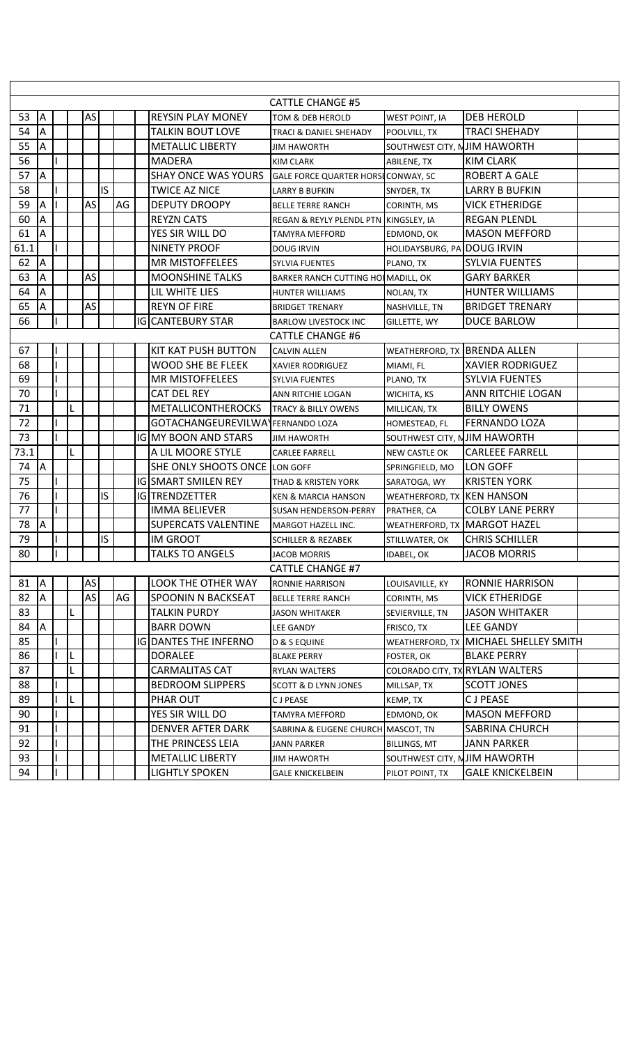| | | | | | | | | | | | | |
|---|---|---|---|---|---|---|---|---|---|---|---|---|
| | | | | | | | | | CATTLE CHANGE #5 | | | |
| 53 | A | | | AS | | | | REYSIN PLAY MONEY | TOM & DEB HEROLD | WEST POINT, IA | DEB HEROLD | |
| 54 | A | | | | | | | TALKIN BOUT LOVE | TRACI & DANIEL SHEHADY | POOLVILL, TX | TRACI SHEHADY | |
| 55 | A | | | | | | | METALLIC LIBERTY | JIM HAWORTH | SOUTHWEST CITY, M | JIM HAWORTH | |
| 56 | | I | | | | | | MADERA | KIM CLARK | ABILENE, TX | KIM CLARK | |
| 57 | A | | | | | | | SHAY ONCE WAS YOURS | GALE FORCE QUARTER HORSE | CONWAY, SC | ROBERT A GALE | |
| 58 | | I | | | IS | | | TWICE AZ NICE | LARRY B BUFKIN | SNYDER, TX | LARRY B BUFKIN | |
| 59 | A | I | | AS | | AG | | DEPUTY DROOPY | BELLE TERRE RANCH | CORINTH, MS | VICK ETHERIDGE | |
| 60 | A | | | | | | | REYZN CATS | REGAN & REYLY PLENDL PTN | KINGSLEY, IA | REGAN PLENDL | |
| 61 | A | | | | | | | YES SIR WILL DO | TAMYRA MEFFORD | EDMOND, OK | MASON MEFFORD | |
| 61.1 | | I | | | | | | NINETY PROOF | DOUG IRVIN | HOLIDAYSBURG, PA | DOUG IRVIN | |
| 62 | A | | | | | | | MR MISTOFFEELEES | SYLVIA FUENTES | PLANO, TX | SYLVIA FUENTES | |
| 63 | A | | | AS | | | | MOONSHINE TALKS | BARKER RANCH CUTTING HO | MADILL, OK | GARY BARKER | |
| 64 | A | | | | | | | LIL WHITE LIES | HUNTER WILLIAMS | NOLAN, TX | HUNTER WILLIAMS | |
| 65 | A | | | AS | | | | REYN OF FIRE | BRIDGET TRENARY | NASHVILLE, TN | BRIDGET TRENARY | |
| 66 | | I | | | | | IG | CANTEBURY STAR | BARLOW LIVESTOCK INC | GILLETTE, WY | DUCE BARLOW | |
| | | | | | | | | | CATTLE CHANGE #6 | | | |
| 67 | | I | | | | | | KIT KAT PUSH BUTTON | CALVIN ALLEN | WEATHERFORD, TX | BRENDA ALLEN | |
| 68 | | I | | | | | | WOOD SHE BE FLEEK | XAVIER RODRIGUEZ | MIAMI, FL | XAVIER RODRIGUEZ | |
| 69 | | I | | | | | | MR MISTOFFEELEES | SYLVIA FUENTES | PLANO, TX | SYLVIA FUENTES | |
| 70 | | I | | | | | | CAT DEL REY | ANN RITCHIE LOGAN | WICHITA, KS | ANN RITCHIE LOGAN | |
| 71 | | | L | | | | | METALLICONTHEROCKS | TRACY & BILLY OWENS | MILLICAN, TX | BILLY OWENS | |
| 72 | | I | | | | | | GOTACHANGEUREVILWAY | FERNANDO LOZA | HOMESTEAD, FL | FERNANDO LOZA | |
| 73 | | I | | | | | IG | MY BOON AND STARS | JIM HAWORTH | SOUTHWEST CITY, M | JIM HAWORTH | |
| 73.1 | | | L | | | | | A LIL MOORE STYLE | CARLEE FARRELL | NEW CASTLE OK | CARLEE FARRELL | |
| 74 | A | | | | | | | SHE ONLY SHOOTS ONCE | LON GOFF | SPRINGFIELD, MO | LON GOFF | |
| 75 | | I | | | | | IG | SMART SMILEN REY | THAD & KRISTEN YORK | SARATOGA, WY | KRISTEN YORK | |
| 76 | | I | | | IS | | IG | TRENDZETTER | KEN & MARCIA HANSON | WEATHERFORD, TX | KEN HANSON | |
| 77 | | I | | | | | | IMMA BELIEVER | SUSAN HENDERSON-PERRY | PRATHER, CA | COLBY LANE PERRY | |
| 78 | A | | | | | | | SUPERCATS VALENTINE | MARGOT HAZELL INC. | WEATHERFORD, TX | MARGOT HAZEL | |
| 79 | | I | | | IS | | | IM GROOT | SCHILLER & REZABEK | STILLWATER, OK | CHRIS SCHILLER | |
| 80 | | I | | | | | | TALKS TO ANGELS | JACOB MORRIS | IDABEL, OK | JACOB MORRIS | |
| | | | | | | | | | CATTLE CHANGE #7 | | | |
| 81 | A | | | AS | | | | LOOK THE OTHER WAY | RONNIE HARRISON | LOUISAVILLE, KY | RONNIE HARRISON | |
| 82 | A | | | AS | | AG | | SPOONIN N BACKSEAT | BELLE TERRE RANCH | CORINTH, MS | VICK ETHERIDGE | |
| 83 | | | L | | | | | TALKIN PURDY | JASON WHITAKER | SEVIERVILLE, TN | JASON WHITAKER | |
| 84 | A | | | | | | | BARR DOWN | LEE GANDY | FRISCO, TX | LEE GANDY | |
| 85 | | I | | | | | IG | DANTES THE INFERNO | D & S EQUINE | WEATHERFORD, TX | MICHAEL SHELLEY SMITH | |
| 86 | | I | L | | | | | DORALEE | BLAKE PERRY | FOSTER, OK | BLAKE PERRY | |
| 87 | | | L | | | | | CARMALITAS CAT | RYLAN WALTERS | COLORADO CITY, TX | RYLAN WALTERS | |
| 88 | | I | | | | | | BEDROOM SLIPPERS | SCOTT & D LYNN JONES | MILLSAP, TX | SCOTT JONES | |
| 89 | | I | L | | | | | PHAR OUT | C J PEASE | KEMP, TX | C J PEASE | |
| 90 | | I | | | | | | YES SIR WILL DO | TAMYRA MEFFORD | EDMOND, OK | MASON MEFFORD | |
| 91 | | I | | | | | | DENVER AFTER DARK | SABRINA & EUGENE CHURCH | MASCOT, TN | SABRINA CHURCH | |
| 92 | | I | | | | | | THE PRINCESS LEIA | JANN PARKER | BILLINGS, MT | JANN PARKER | |
| 93 | | I | | | | | | METALLIC LIBERTY | JIM HAWORTH | SOUTHWEST CITY, M | JIM HAWORTH | |
| 94 | | I | | | | | | LIGHTLY SPOKEN | GALE KNICKELBEIN | PILOT POINT, TX | GALE KNICKELBEIN | |